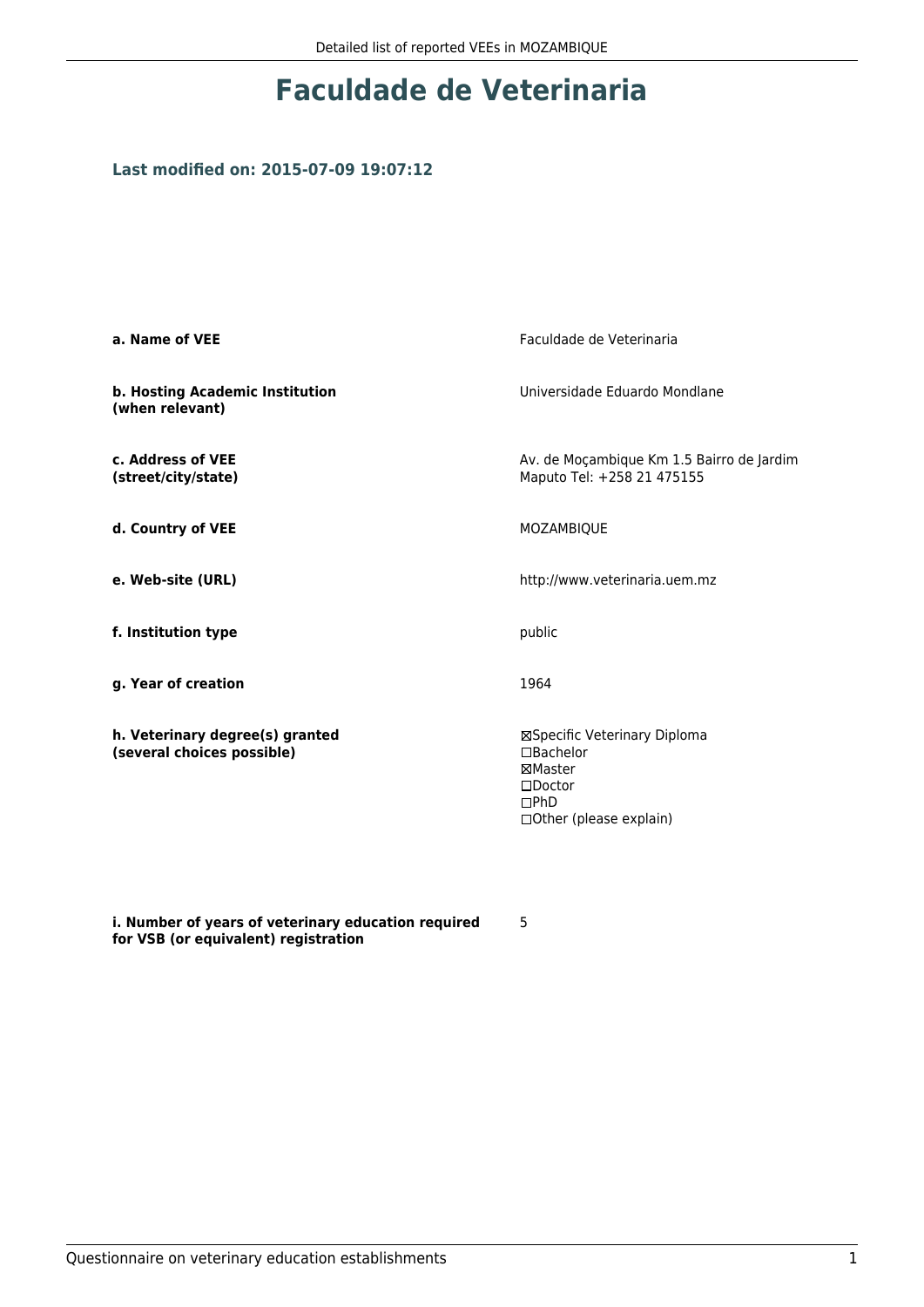# Faculdade de Veterinaria

### Last modified on: 2015-07-09 19:07:12

| | |
|---|---|
| **a. Name of VEE** | Faculdade de Veterinaria |
| **b. Hosting Academic Institution (when relevant)** | Universidade Eduardo Mondlane |
| **c. Address of VEE (street/city/state)** | Av. de Moçambique Km 1.5 Bairro de Jardim Maputo Tel: +258 21 475155 |
| **d. Country of VEE** | MOZAMBIQUE |
| **e. Web-site (URL)** | http://www.veterinaria.uem.mz |
| **f. Institution type** | public |
| **g. Year of creation** | 1964 |
| **h. Veterinary degree(s) granted (several choices possible)** | ☒Specific Veterinary Diploma<br>☐Bachelor<br>☒Master<br>☐Doctor<br>☐PhD<br>☐Other (please explain) |
| **i. Number of years of veterinary education required for VSB (or equivalent) registration** | 5 |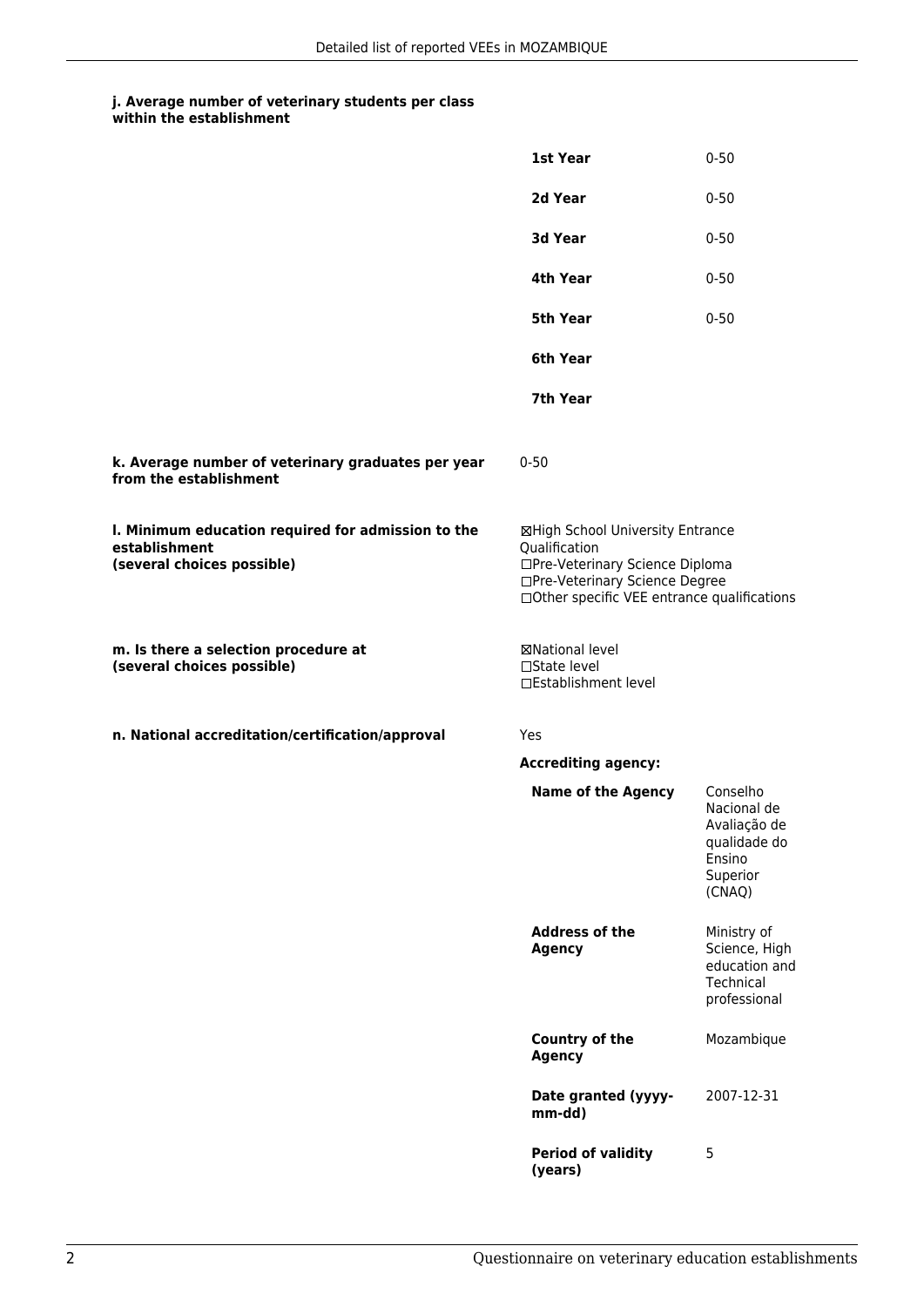**j. Average number of veterinary students per class within the establishment**

| | |
|---|---|
| **1st Year** | 0-50 |
| **2d Year** | 0-50 |
| **3d Year** | 0-50 |
| **4th Year** | 0-50 |
| **5th Year** | 0-50 |
| **6th Year** | |
| **7th Year** | |

**k. Average number of veterinary graduates per year from the establishment**

0-50

**l. Minimum education required for admission to the establishment (several choices possible)**

☒High School University Entrance Qualification
☐Pre-Veterinary Science Diploma
☐Pre-Veterinary Science Degree
☐Other specific VEE entrance qualifications

**m. Is there a selection procedure at (several choices possible)**

☒National level
☐State level
☐Establishment level

**n. National accreditation/certification/approval**

Yes

**Accrediting agency:**

| | |
|---|---|
| **Name of the Agency** | Conselho Nacional de Avaliação de qualidade do Ensino Superior (CNAQ) |
| **Address of the Agency** | Ministry of Science, High education and Technical professional |
| **Country of the Agency** | Mozambique |
| **Date granted (yyyy-mm-dd)** | 2007-12-31 |
| **Period of validity (years)** | 5 |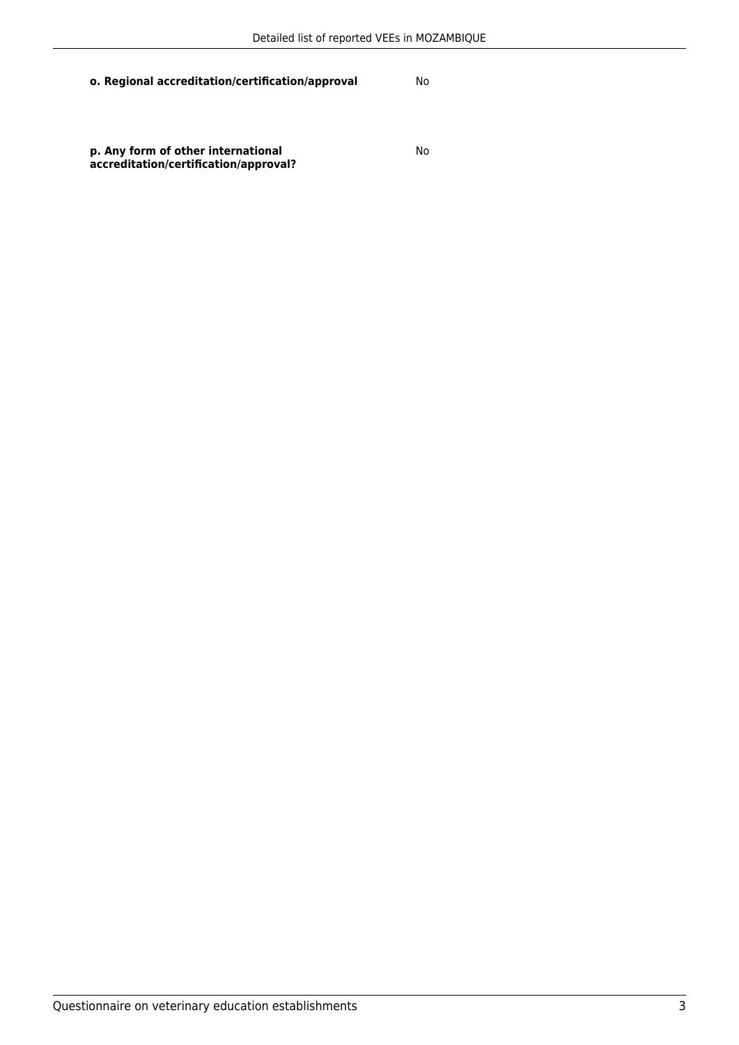| | |
|---|---|
| **o. Regional accreditation/certification/approval** | No |
| **p. Any form of other international accreditation/certification/approval?** | No |